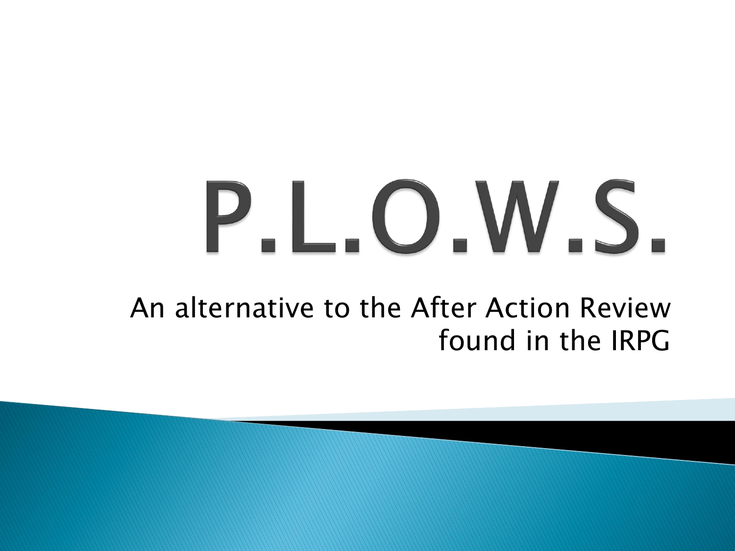# P.L.O.W.S.

An alternative to the After Action Review found in the IRPG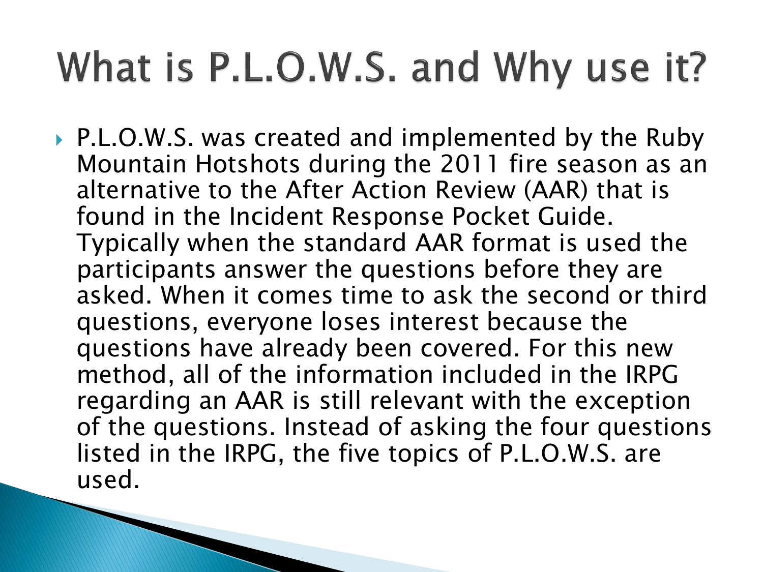# What is P.L.O.W.S. and Why use it?

- P.L.O.W.S. was created and implemented by the Ruby Mountain Hotshots during the 2011 fire season as an alternative to the After Action Review (AAR) that is found in the Incident Response Pocket Guide. Typically when the standard AAR format is used the participants answer the questions before they are asked. When it comes time to ask the second or third questions, everyone loses interest because the questions have already been covered. For this new method, all of the information included in the IRPG regarding an AAR is still relevant with the exception of the questions. Instead of asking the four questions listed in the IRPG, the five topics of P.L.O.W.S. are used.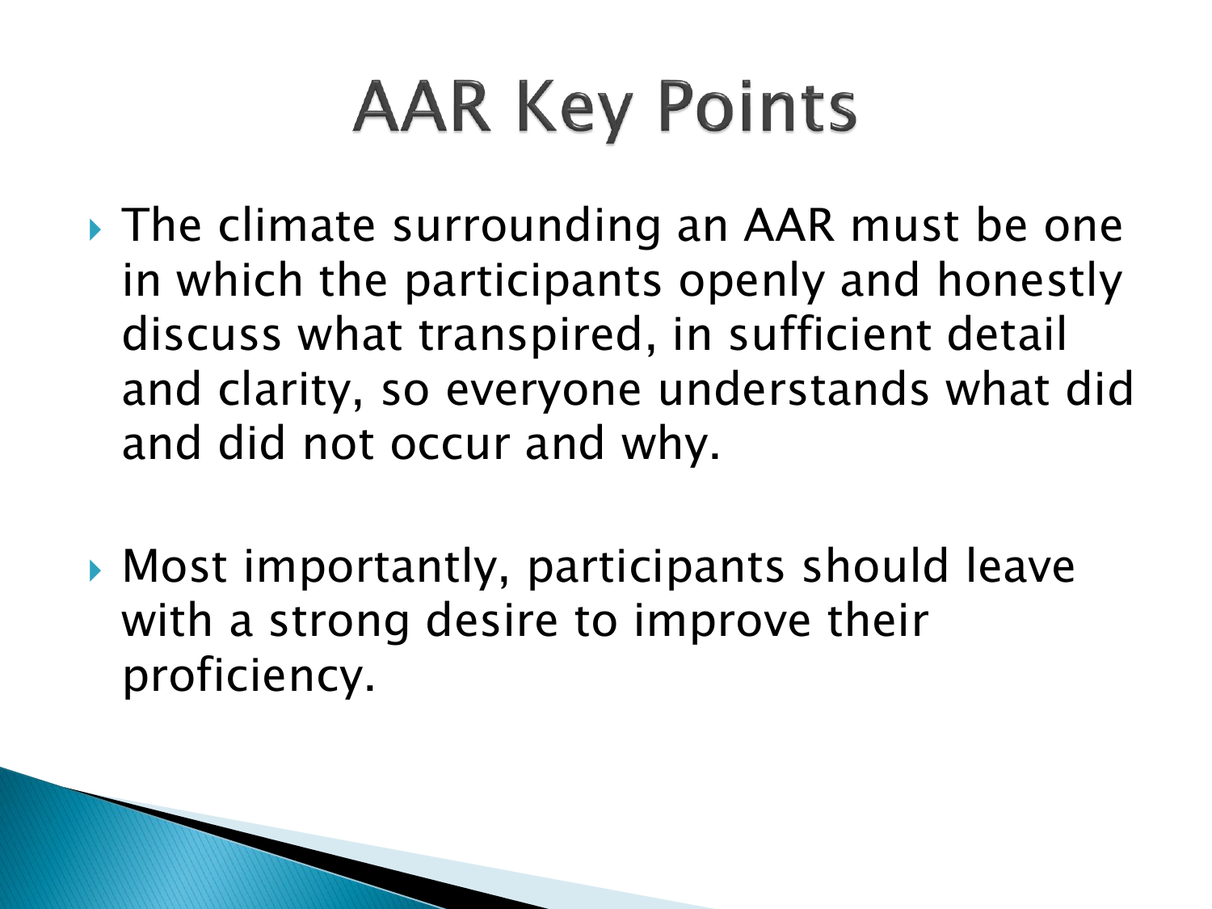# AAR Key Points

- The climate surrounding an AAR must be one in which the participants openly and honestly discuss what transpired, in sufficient detail and clarity, so everyone understands what did and did not occur and why.

- Most importantly, participants should leave with a strong desire to improve their proficiency.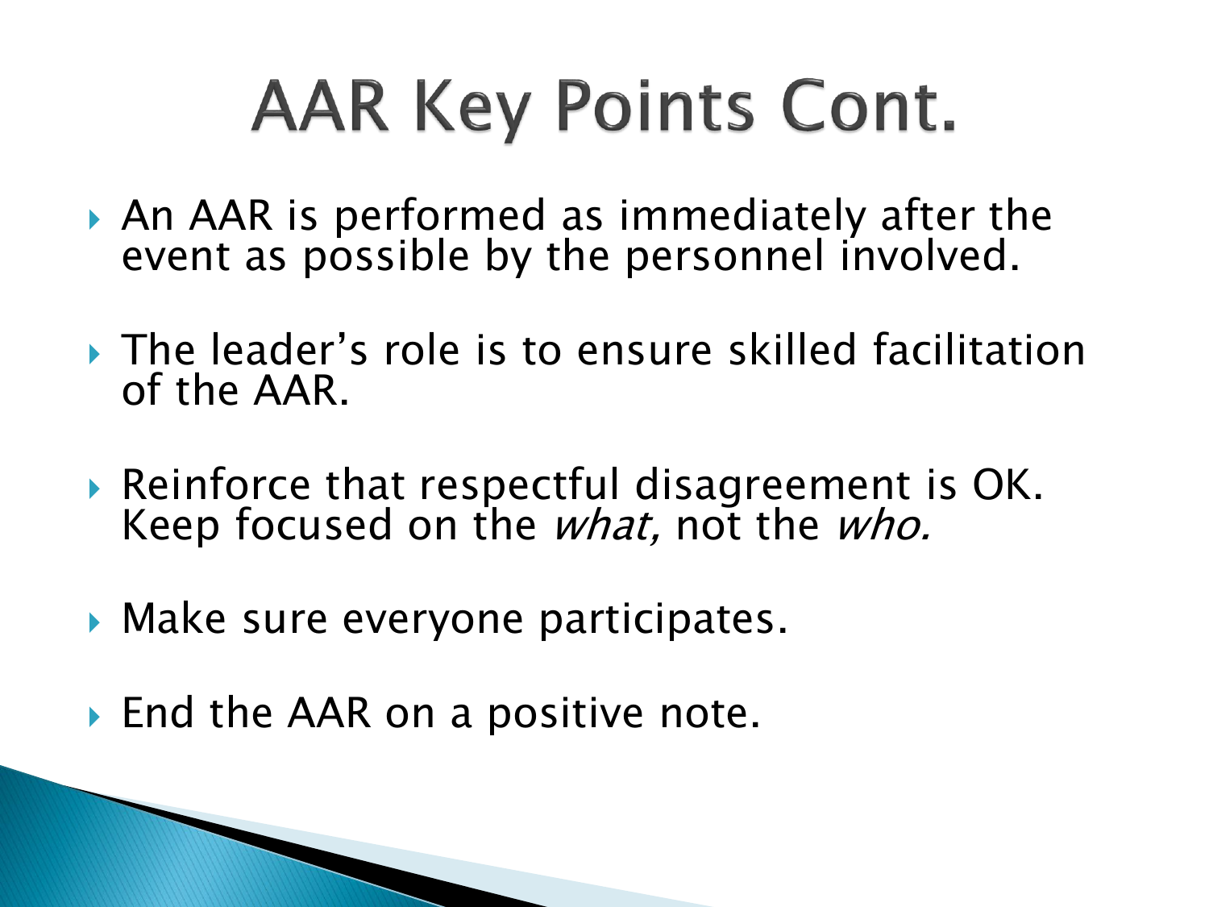# AAR Key Points Cont.

- An AAR is performed as immediately after the event as possible by the personnel involved.
- The leader's role is to ensure skilled facilitation of the AAR.
- Reinforce that respectful disagreement is OK. Keep focused on the *what,* not the *who.*
- Make sure everyone participates.
- End the AAR on a positive note.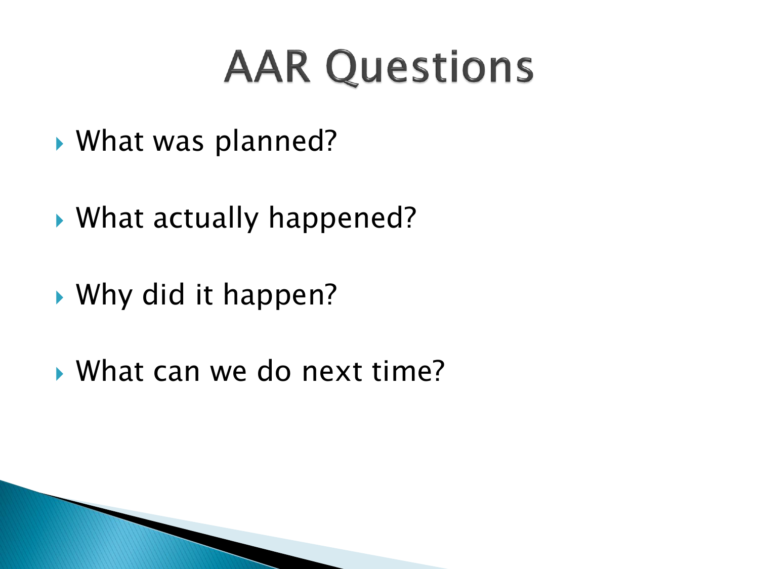# AAR Questions

- What was planned?
- What actually happened?
- Why did it happen?
- What can we do next time?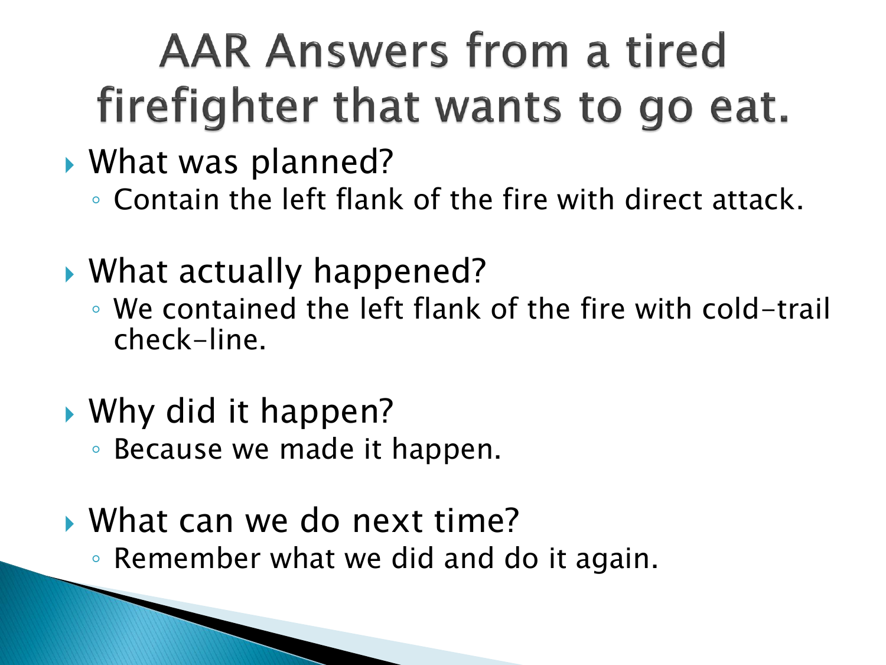# AAR Answers from a tired firefighter that wants to go eat.

- What was planned?
  - Contain the left flank of the fire with direct attack.
- What actually happened?
  - We contained the left flank of the fire with cold-trail check-line.
- Why did it happen?
  - Because we made it happen.
- What can we do next time?
  - Remember what we did and do it again.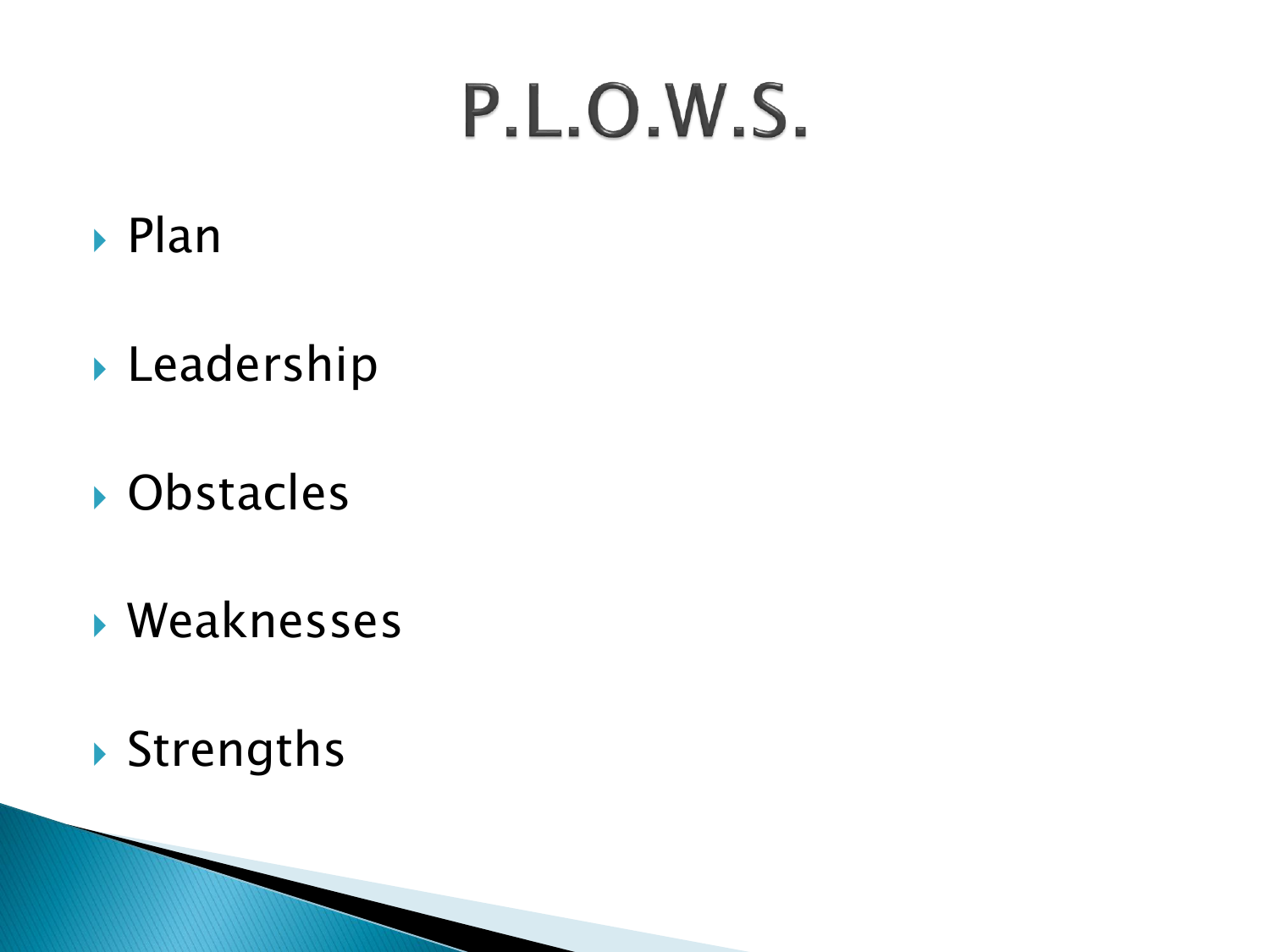# P.L.O.W.S.

- Plan
- Leadership
- Obstacles
- Weaknesses
- Strengths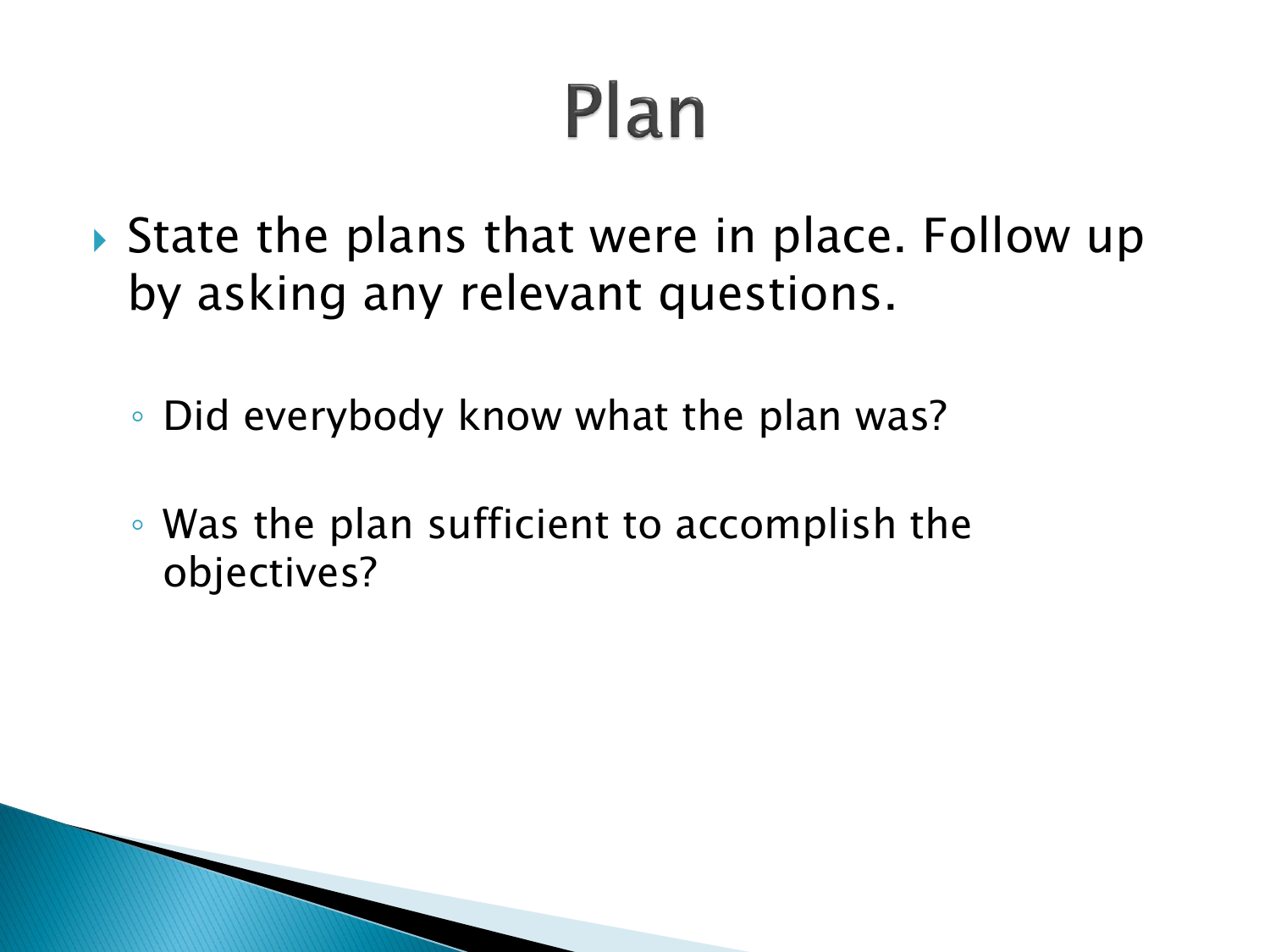# Plan

- State the plans that were in place. Follow up by asking any relevant questions.
  - Did everybody know what the plan was?
  - Was the plan sufficient to accomplish the objectives?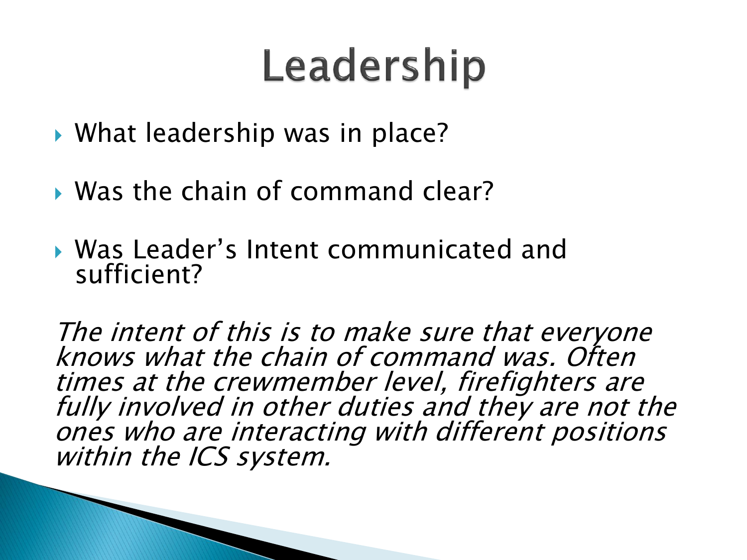# Leadership

- What leadership was in place?
- Was the chain of command clear?
- Was Leader's Intent communicated and sufficient?

*The intent of this is to make sure that everyone knows what the chain of command was. Often times at the crewmember level, firefighters are fully involved in other duties and they are not the ones who are interacting with different positions within the ICS system.*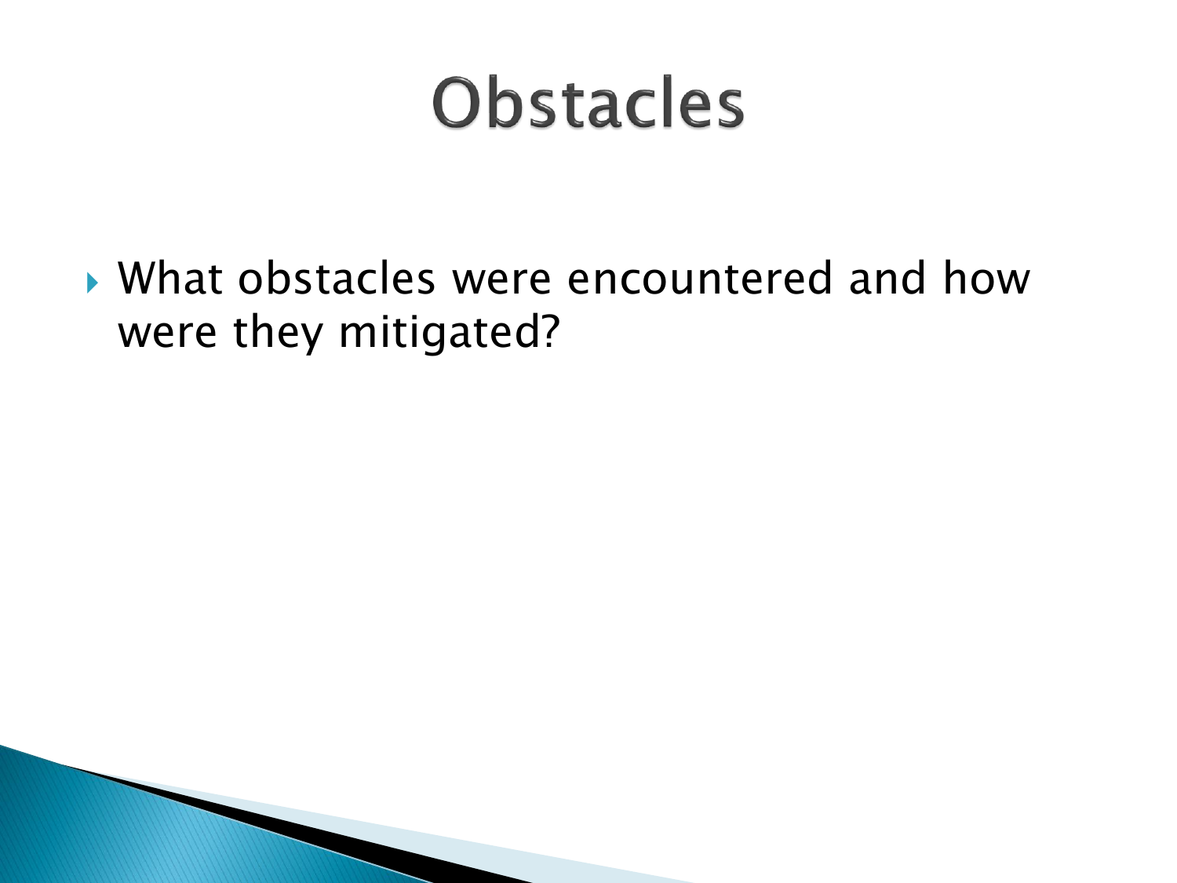# Obstacles

- What obstacles were encountered and how were they mitigated?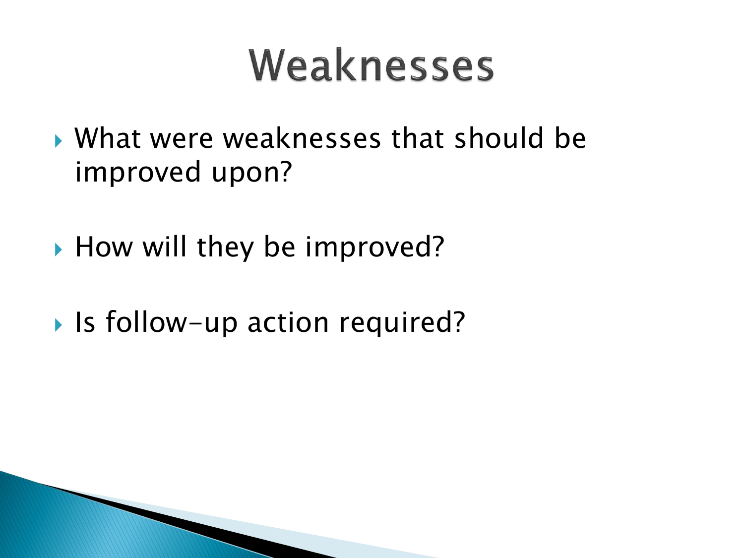# Weaknesses

- What were weaknesses that should be improved upon?
- How will they be improved?
- Is follow-up action required?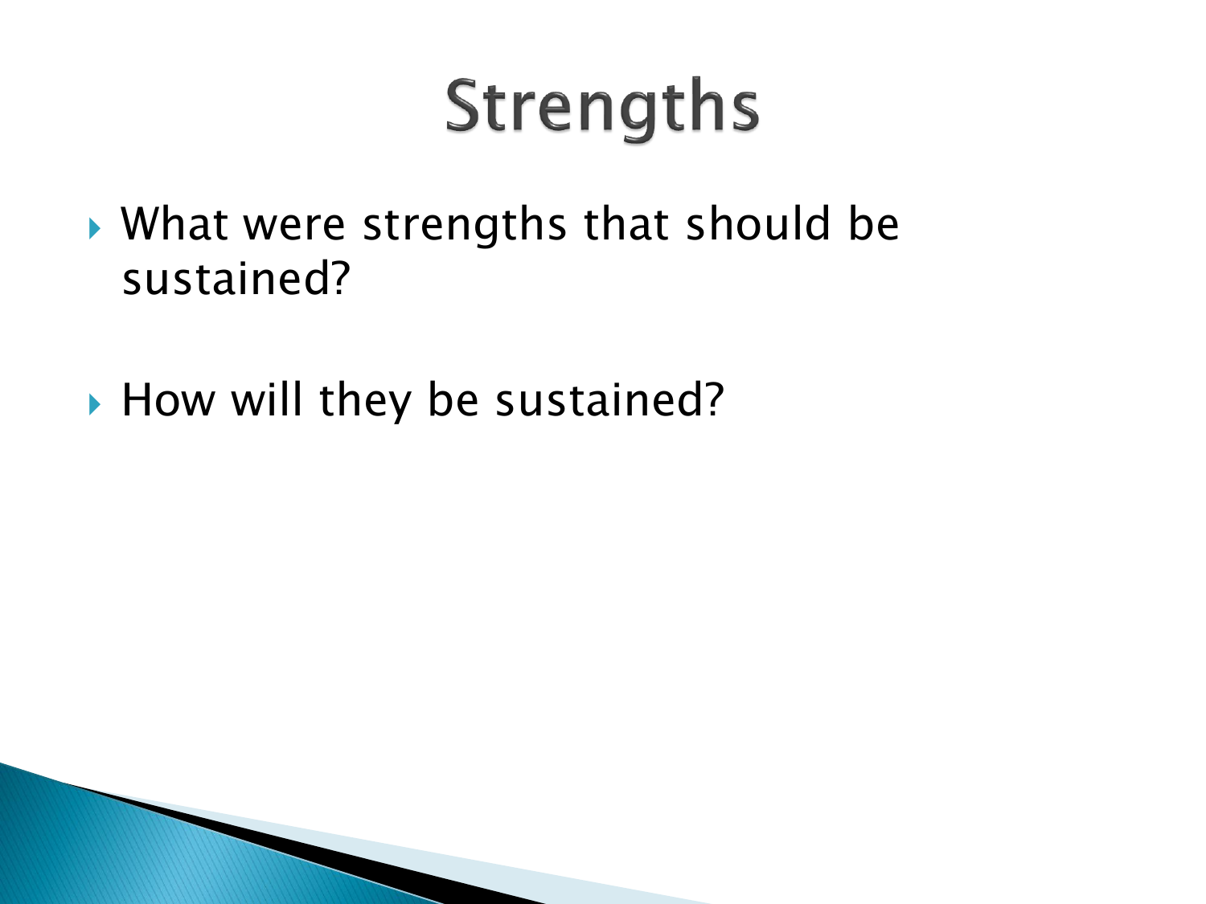# Strengths

- What were strengths that should be sustained?
- How will they be sustained?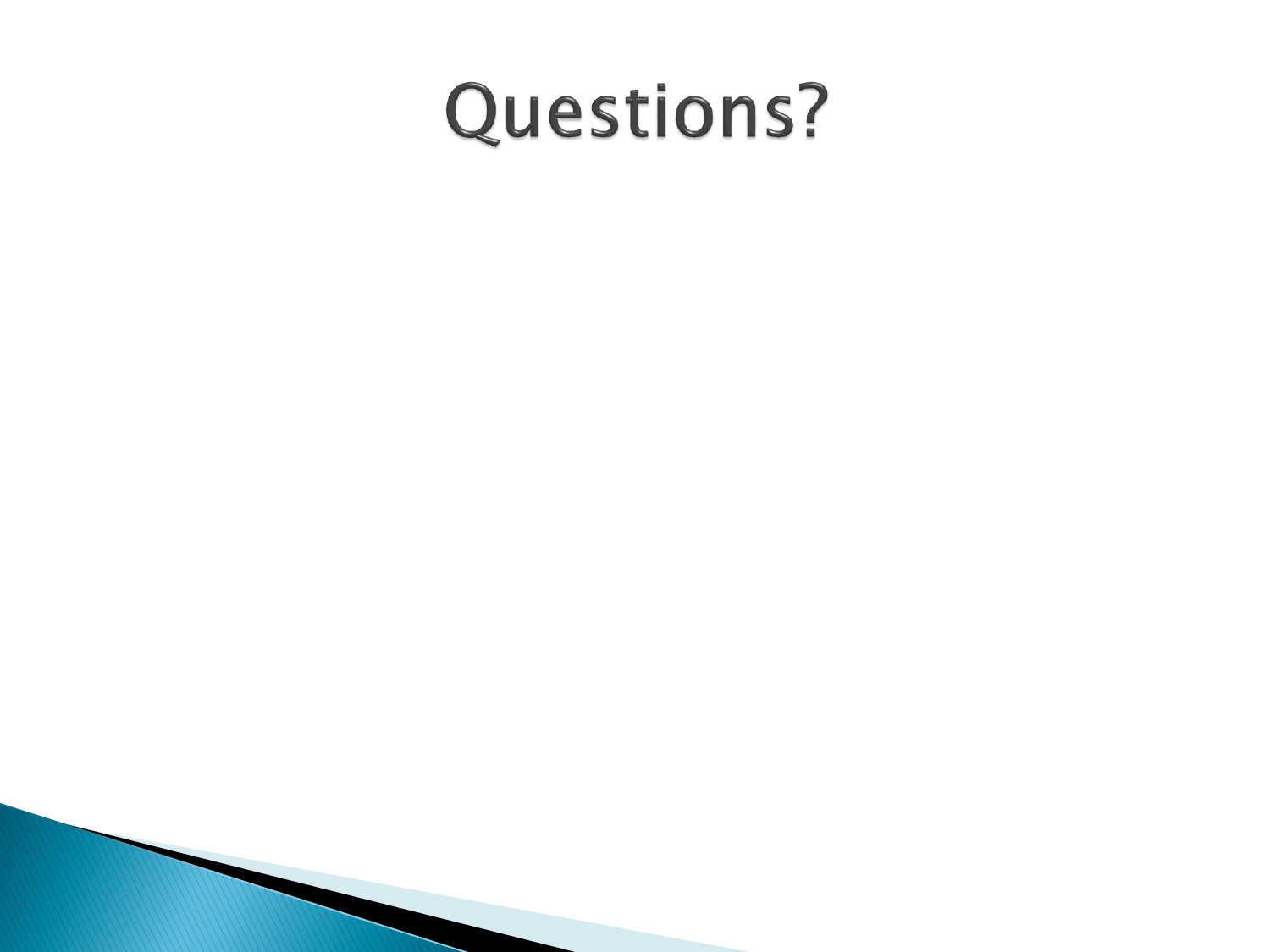# Questions?